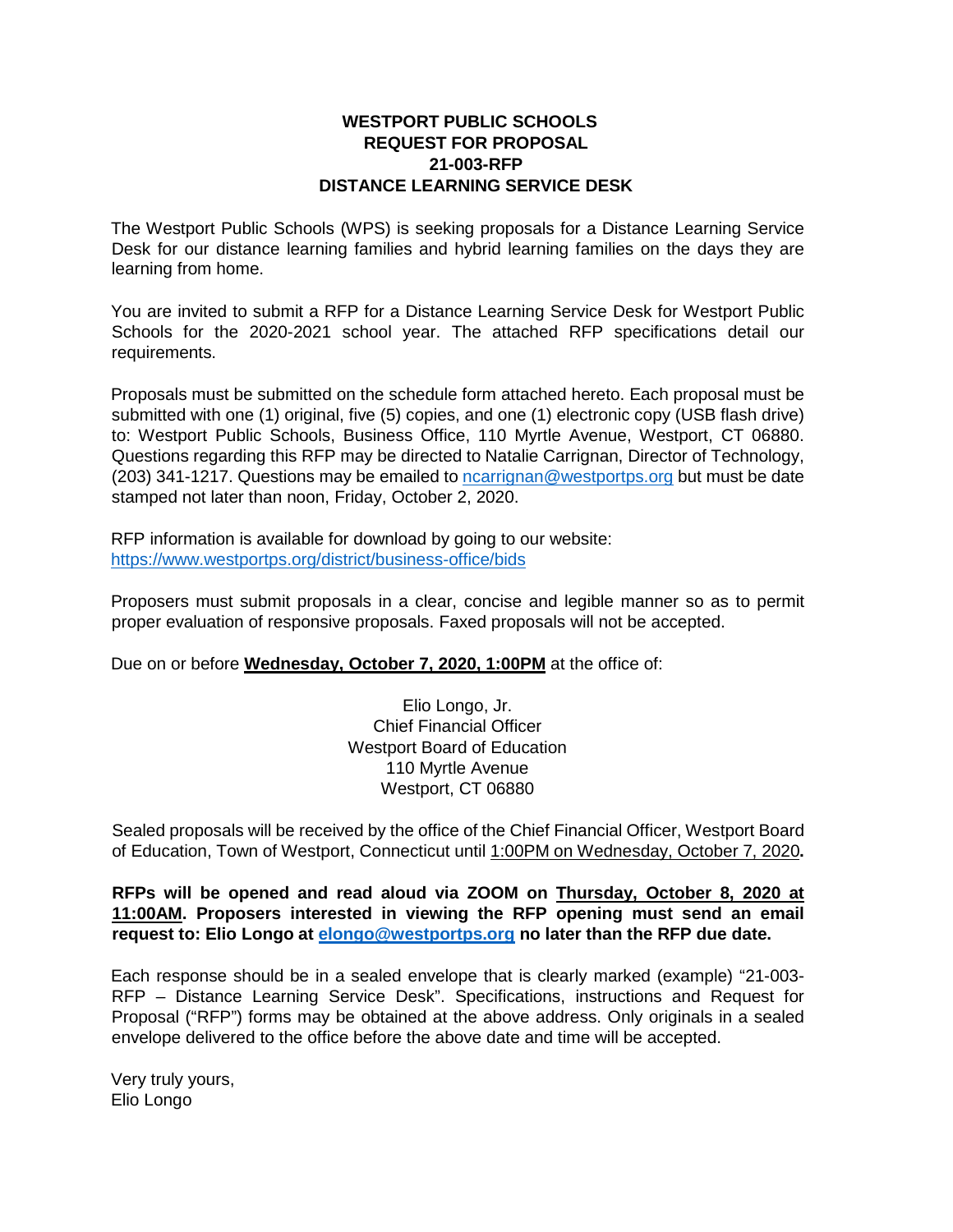# WESTPORT PUBLIC SCHOOLS
## REQUEST FOR PROPOSAL
## 21-003-RFP
## DISTANCE LEARNING SERVICE DESK

The Westport Public Schools (WPS) is seeking proposals for a Distance Learning Service Desk for our distance learning families and hybrid learning families on the days they are learning from home.

You are invited to submit a RFP for a Distance Learning Service Desk for Westport Public Schools for the 2020-2021 school year. The attached RFP specifications detail our requirements.

Proposals must be submitted on the schedule form attached hereto. Each proposal must be submitted with one (1) original, five (5) copies, and one (1) electronic copy (USB flash drive) to: Westport Public Schools, Business Office, 110 Myrtle Avenue, Westport, CT 06880. Questions regarding this RFP may be directed to Natalie Carrignan, Director of Technology, (203) 341-1217. Questions may be emailed to ncarrignan@westportps.org but must be date stamped not later than noon, Friday, October 2, 2020.

RFP information is available for download by going to our website:
https://www.westportps.org/district/business-office/bids

Proposers must submit proposals in a clear, concise and legible manner so as to permit proper evaluation of responsive proposals. Faxed proposals will not be accepted.

Due on or before **Wednesday, October 7, 2020, 1:00PM** at the office of:

Elio Longo, Jr.
Chief Financial Officer
Westport Board of Education
110 Myrtle Avenue
Westport, CT 06880

Sealed proposals will be received by the office of the Chief Financial Officer, Westport Board of Education, Town of Westport, Connecticut until 1:00PM on Wednesday, October 7, 2020**.**

**RFPs will be opened and read aloud via ZOOM on Thursday, October 8, 2020 at 11:00AM. Proposers interested in viewing the RFP opening must send an email request to: Elio Longo at elongo@westportps.org no later than the RFP due date.**

Each response should be in a sealed envelope that is clearly marked (example) "21-003-RFP – Distance Learning Service Desk". Specifications, instructions and Request for Proposal ("RFP") forms may be obtained at the above address. Only originals in a sealed envelope delivered to the office before the above date and time will be accepted.

Very truly yours,
Elio Longo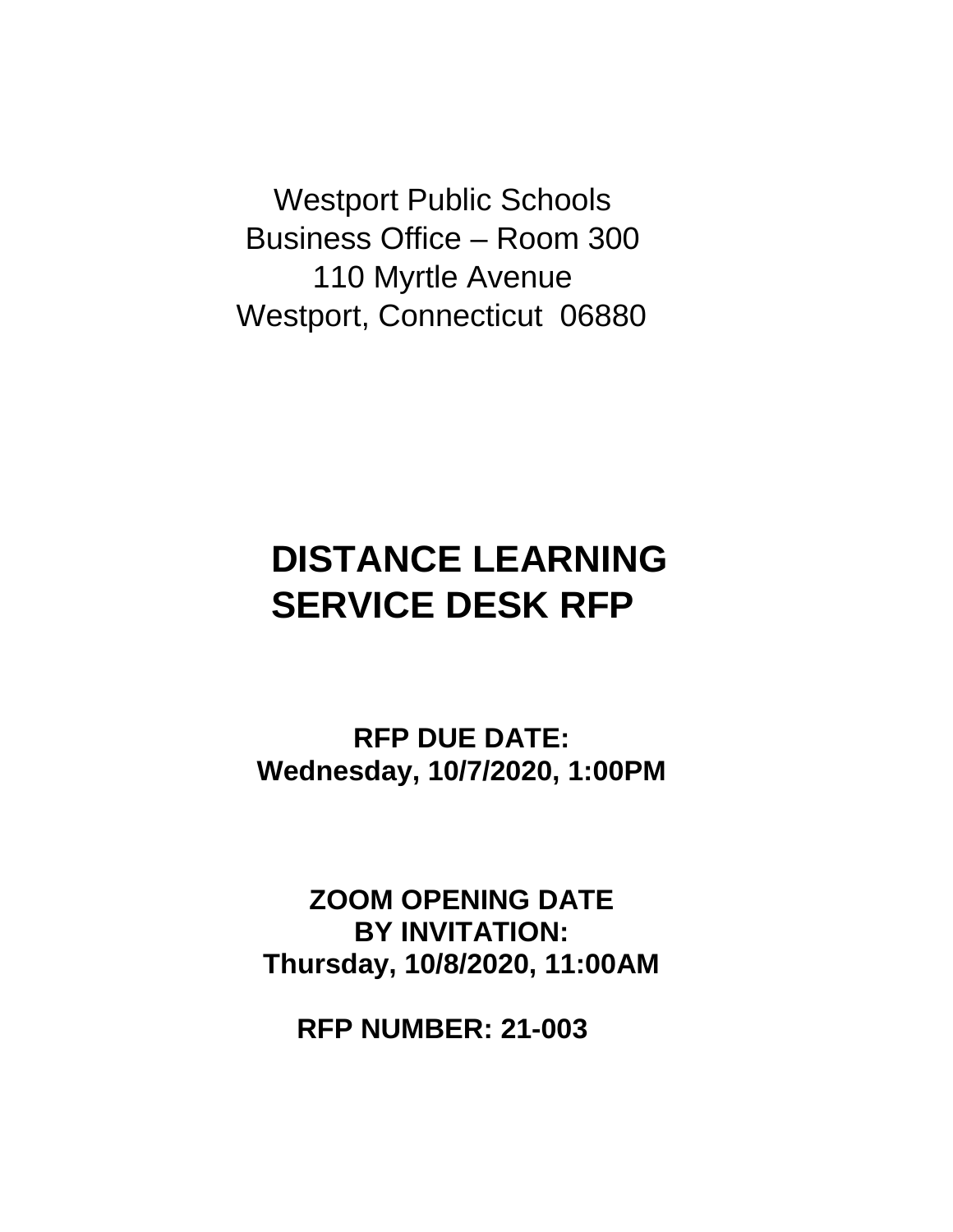Westport Public Schools
Business Office – Room 300
110 Myrtle Avenue
Westport, Connecticut 06880

# DISTANCE LEARNING SERVICE DESK RFP

**RFP DUE DATE:**
**Wednesday, 10/7/2020, 1:00PM**

**ZOOM OPENING DATE BY INVITATION:**
**Thursday, 10/8/2020, 11:00AM**

**RFP NUMBER: 21-003**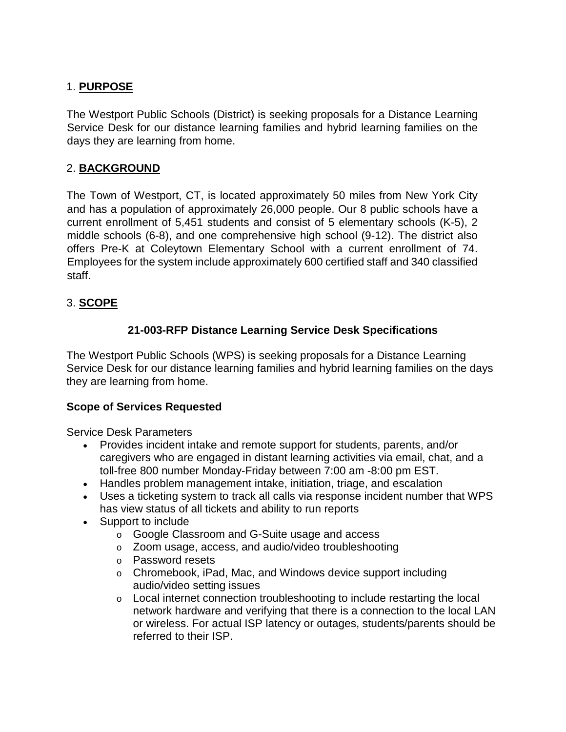## 1. **PURPOSE**

The Westport Public Schools (District) is seeking proposals for a Distance Learning Service Desk for our distance learning families and hybrid learning families on the days they are learning from home.

## 2. **BACKGROUND**

The Town of Westport, CT, is located approximately 50 miles from New York City and has a population of approximately 26,000 people. Our 8 public schools have a current enrollment of 5,451 students and consist of 5 elementary schools (K-5), 2 middle schools (6-8), and one comprehensive high school (9-12). The district also offers Pre-K at Coleytown Elementary School with a current enrollment of 74. Employees for the system include approximately 600 certified staff and 340 classified staff.

## 3. **SCOPE**

### 21-003-RFP Distance Learning Service Desk Specifications

The Westport Public Schools (WPS) is seeking proposals for a Distance Learning Service Desk for our distance learning families and hybrid learning families on the days they are learning from home.

**Scope of Services Requested**

Service Desk Parameters

- Provides incident intake and remote support for students, parents, and/or caregivers who are engaged in distant learning activities via email, chat, and a toll-free 800 number Monday-Friday between 7:00 am -8:00 pm EST.
- Handles problem management intake, initiation, triage, and escalation
- Uses a ticketing system to track all calls via response incident number that WPS has view status of all tickets and ability to run reports
- Support to include
  - Google Classroom and G-Suite usage and access
  - Zoom usage, access, and audio/video troubleshooting
  - Password resets
  - Chromebook, iPad, Mac, and Windows device support including audio/video setting issues
  - Local internet connection troubleshooting to include restarting the local network hardware and verifying that there is a connection to the local LAN or wireless. For actual ISP latency or outages, students/parents should be referred to their ISP.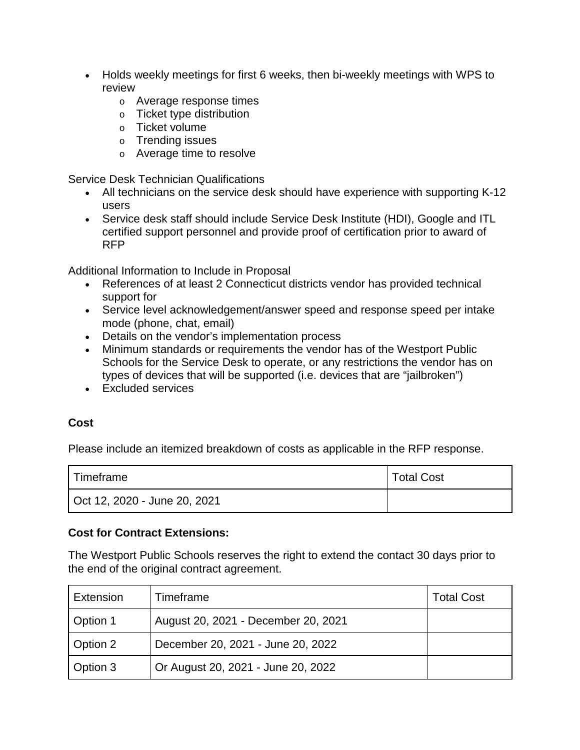- Holds weekly meetings for first 6 weeks, then bi-weekly meetings with WPS to review
    - Average response times
    - Ticket type distribution
    - Ticket volume
    - Trending issues
    - Average time to resolve

Service Desk Technician Qualifications

- All technicians on the service desk should have experience with supporting K-12 users
- Service desk staff should include Service Desk Institute (HDI), Google and ITL certified support personnel and provide proof of certification prior to award of RFP

Additional Information to Include in Proposal

- References of at least 2 Connecticut districts vendor has provided technical support for
- Service level acknowledgement/answer speed and response speed per intake mode (phone, chat, email)
- Details on the vendor's implementation process
- Minimum standards or requirements the vendor has of the Westport Public Schools for the Service Desk to operate, or any restrictions the vendor has on types of devices that will be supported (i.e. devices that are "jailbroken")
- Excluded services

**Cost**

Please include an itemized breakdown of costs as applicable in the RFP response.

| Timeframe | Total Cost |
|---|---|
| Oct 12, 2020 - June 20, 2021 | |

**Cost for Contract Extensions:**

The Westport Public Schools reserves the right to extend the contact 30 days prior to the end of the original contract agreement.

| Extension | Timeframe | Total Cost |
|---|---|---|
| Option 1 | August 20, 2021 - December 20, 2021 | |
| Option 2 | December 20, 2021 - June 20, 2022 | |
| Option 3 | Or August 20, 2021 - June 20, 2022 | |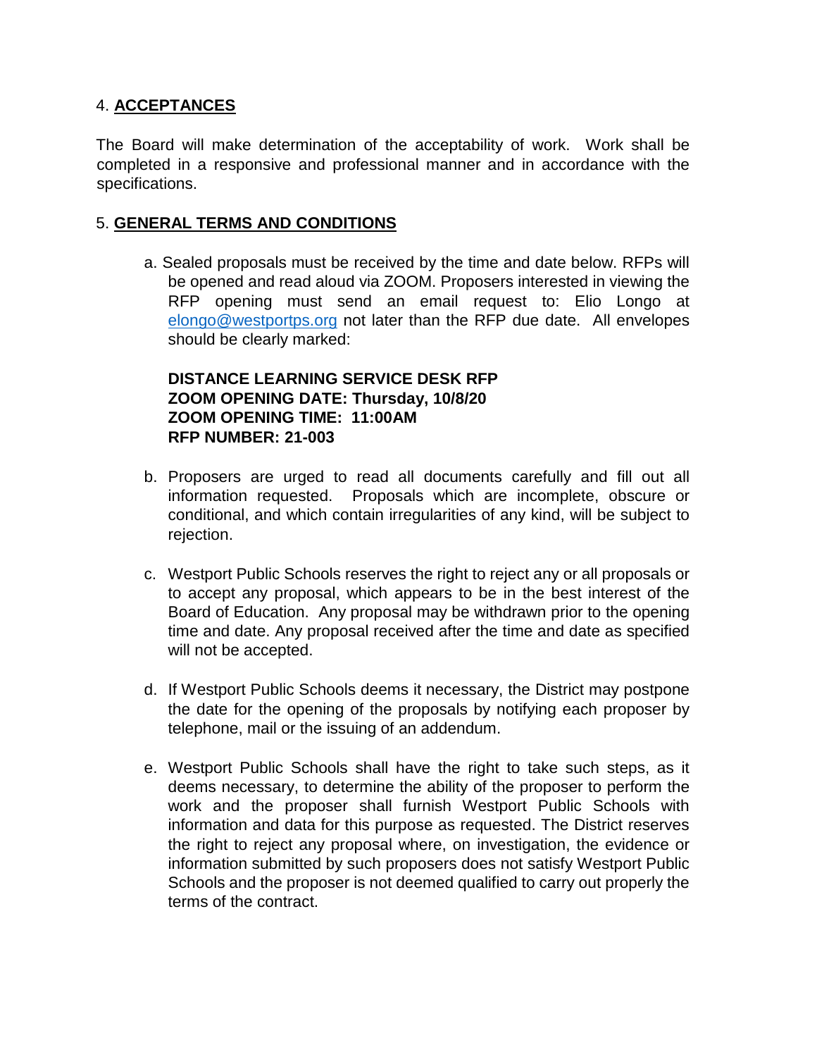## 4. **ACCEPTANCES**

The Board will make determination of the acceptability of work. Work shall be completed in a responsive and professional manner and in accordance with the specifications.

## 5. **GENERAL TERMS AND CONDITIONS**

a. Sealed proposals must be received by the time and date below. RFPs will be opened and read aloud via ZOOM. Proposers interested in viewing the RFP opening must send an email request to: Elio Longo at elongo@westportps.org not later than the RFP due date. All envelopes should be clearly marked:

   **DISTANCE LEARNING SERVICE DESK RFP**
   **ZOOM OPENING DATE: Thursday, 10/8/20**
   **ZOOM OPENING TIME: 11:00AM**
   **RFP NUMBER: 21-003**

b. Proposers are urged to read all documents carefully and fill out all information requested. Proposals which are incomplete, obscure or conditional, and which contain irregularities of any kind, will be subject to rejection.

c. Westport Public Schools reserves the right to reject any or all proposals or to accept any proposal, which appears to be in the best interest of the Board of Education. Any proposal may be withdrawn prior to the opening time and date. Any proposal received after the time and date as specified will not be accepted.

d. If Westport Public Schools deems it necessary, the District may postpone the date for the opening of the proposals by notifying each proposer by telephone, mail or the issuing of an addendum.

e. Westport Public Schools shall have the right to take such steps, as it deems necessary, to determine the ability of the proposer to perform the work and the proposer shall furnish Westport Public Schools with information and data for this purpose as requested. The District reserves the right to reject any proposal where, on investigation, the evidence or information submitted by such proposers does not satisfy Westport Public Schools and the proposer is not deemed qualified to carry out properly the terms of the contract.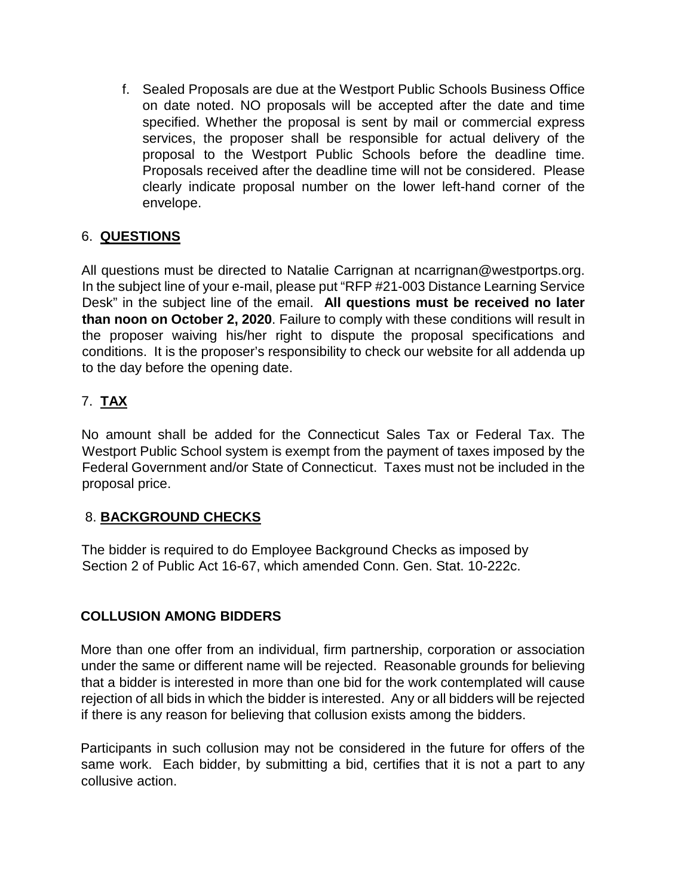f. Sealed Proposals are due at the Westport Public Schools Business Office on date noted. NO proposals will be accepted after the date and time specified. Whether the proposal is sent by mail or commercial express services, the proposer shall be responsible for actual delivery of the proposal to the Westport Public Schools before the deadline time. Proposals received after the deadline time will not be considered. Please clearly indicate proposal number on the lower left-hand corner of the envelope.

## 6. **QUESTIONS**

All questions must be directed to Natalie Carrignan at ncarrignan@westportps.org. In the subject line of your e-mail, please put "RFP #21-003 Distance Learning Service Desk" in the subject line of the email. **All questions must be received no later than noon on October 2, 2020**. Failure to comply with these conditions will result in the proposer waiving his/her right to dispute the proposal specifications and conditions. It is the proposer's responsibility to check our website for all addenda up to the day before the opening date.

## 7. **TAX**

No amount shall be added for the Connecticut Sales Tax or Federal Tax. The Westport Public School system is exempt from the payment of taxes imposed by the Federal Government and/or State of Connecticut. Taxes must not be included in the proposal price.

## 8. **BACKGROUND CHECKS**

The bidder is required to do Employee Background Checks as imposed by Section 2 of Public Act 16-67, which amended Conn. Gen. Stat. 10-222c.

## COLLUSION AMONG BIDDERS

More than one offer from an individual, firm partnership, corporation or association under the same or different name will be rejected. Reasonable grounds for believing that a bidder is interested in more than one bid for the work contemplated will cause rejection of all bids in which the bidder is interested. Any or all bidders will be rejected if there is any reason for believing that collusion exists among the bidders.

Participants in such collusion may not be considered in the future for offers of the same work. Each bidder, by submitting a bid, certifies that it is not a part to any collusive action.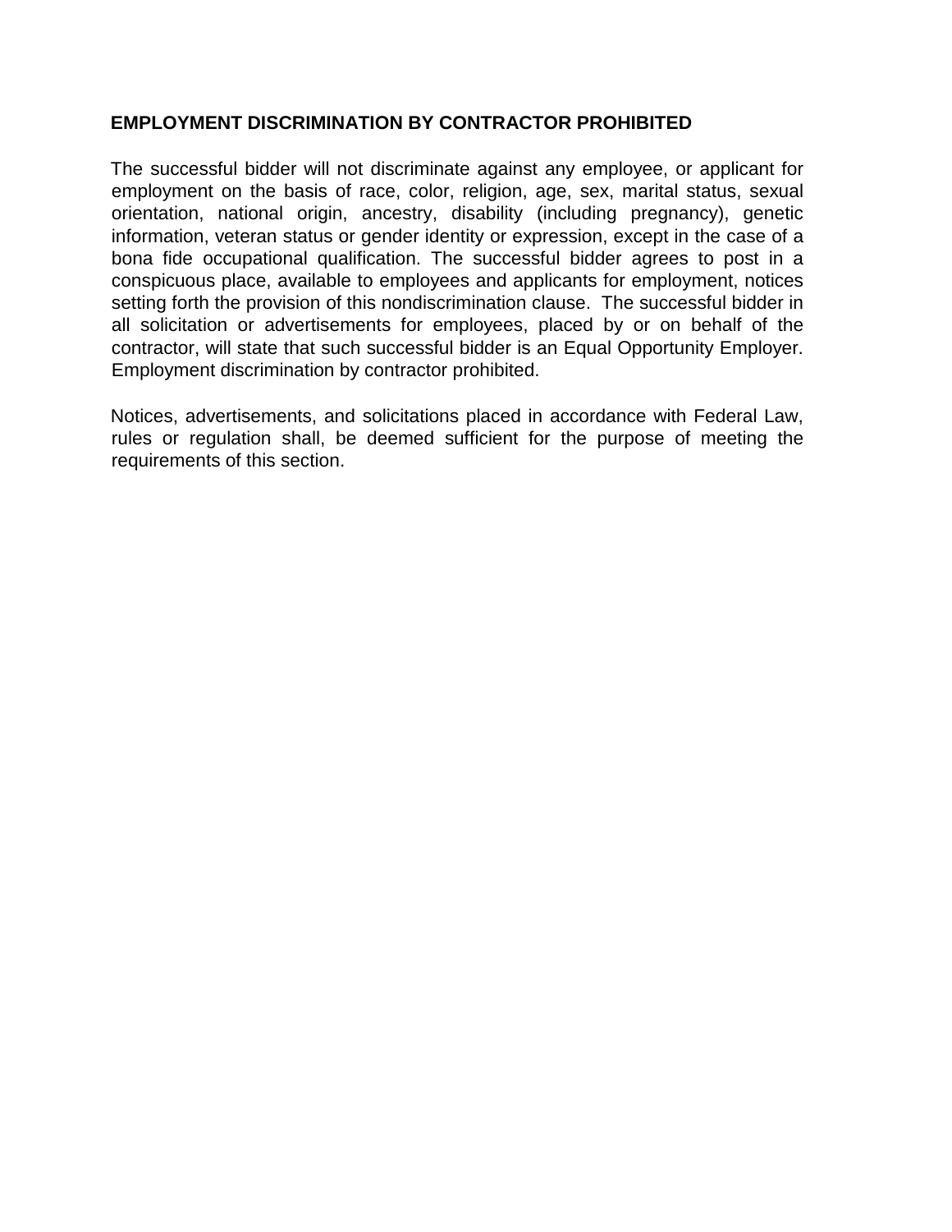## EMPLOYMENT DISCRIMINATION BY CONTRACTOR PROHIBITED

The successful bidder will not discriminate against any employee, or applicant for employment on the basis of race, color, religion, age, sex, marital status, sexual orientation, national origin, ancestry, disability (including pregnancy), genetic information, veteran status or gender identity or expression, except in the case of a bona fide occupational qualification. The successful bidder agrees to post in a conspicuous place, available to employees and applicants for employment, notices setting forth the provision of this nondiscrimination clause. The successful bidder in all solicitation or advertisements for employees, placed by or on behalf of the contractor, will state that such successful bidder is an Equal Opportunity Employer. Employment discrimination by contractor prohibited.

Notices, advertisements, and solicitations placed in accordance with Federal Law, rules or regulation shall, be deemed sufficient for the purpose of meeting the requirements of this section.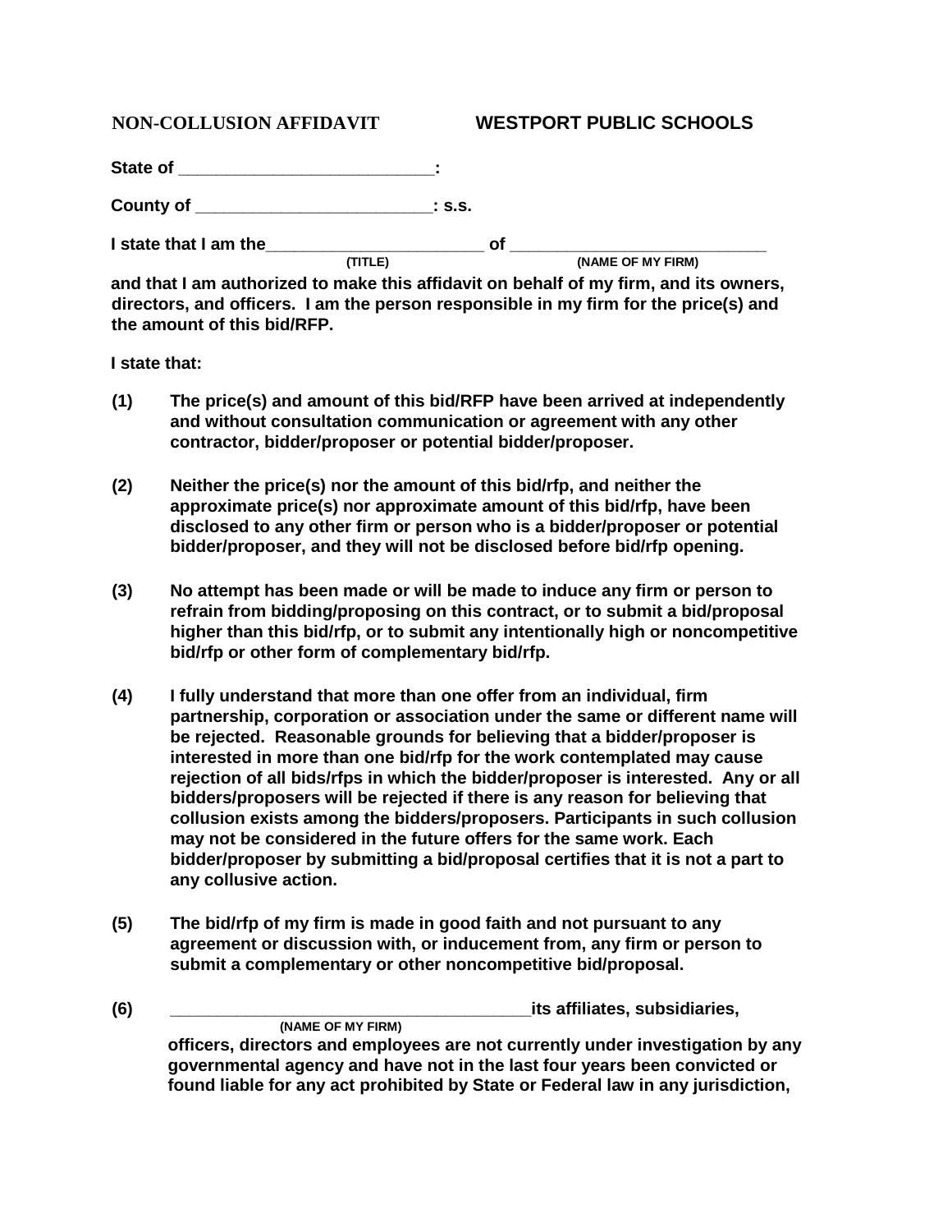**NON-COLLUSION AFFIDAVIT** **WESTPORT PUBLIC SCHOOLS**

**State of ___________________________:**

**County of _________________________: s.s.**

**I state that I am the_______________________ of ___________________________**
**(TITLE) (NAME OF MY FIRM)**

**and that I am authorized to make this affidavit on behalf of my firm, and its owners, directors, and officers. I am the person responsible in my firm for the price(s) and the amount of this bid/RFP.**

**I state that:**

**(1)** **The price(s) and amount of this bid/RFP have been arrived at independently and without consultation communication or agreement with any other contractor, bidder/proposer or potential bidder/proposer.**

**(2)** **Neither the price(s) nor the amount of this bid/rfp, and neither the approximate price(s) nor approximate amount of this bid/rfp, have been disclosed to any other firm or person who is a bidder/proposer or potential bidder/proposer, and they will not be disclosed before bid/rfp opening.**

**(3)** **No attempt has been made or will be made to induce any firm or person to refrain from bidding/proposing on this contract, or to submit a bid/proposal higher than this bid/rfp, or to submit any intentionally high or noncompetitive bid/rfp or other form of complementary bid/rfp.**

**(4)** **I fully understand that more than one offer from an individual, firm partnership, corporation or association under the same or different name will be rejected. Reasonable grounds for believing that a bidder/proposer is interested in more than one bid/rfp for the work contemplated may cause rejection of all bids/rfps in which the bidder/proposer is interested. Any or all bidders/proposers will be rejected if there is any reason for believing that collusion exists among the bidders/proposers. Participants in such collusion may not be considered in the future offers for the same work. Each bidder/proposer by submitting a bid/proposal certifies that it is not a part to any collusive action.**

**(5)** **The bid/rfp of my firm is made in good faith and not pursuant to any agreement or discussion with, or inducement from, any firm or person to submit a complementary or other noncompetitive bid/proposal.**

**(6)** **_______________________________________its affiliates, subsidiaries,**
**(NAME OF MY FIRM)**
**officers, directors and employees are not currently under investigation by any governmental agency and have not in the last four years been convicted or found liable for any act prohibited by State or Federal law in any jurisdiction,**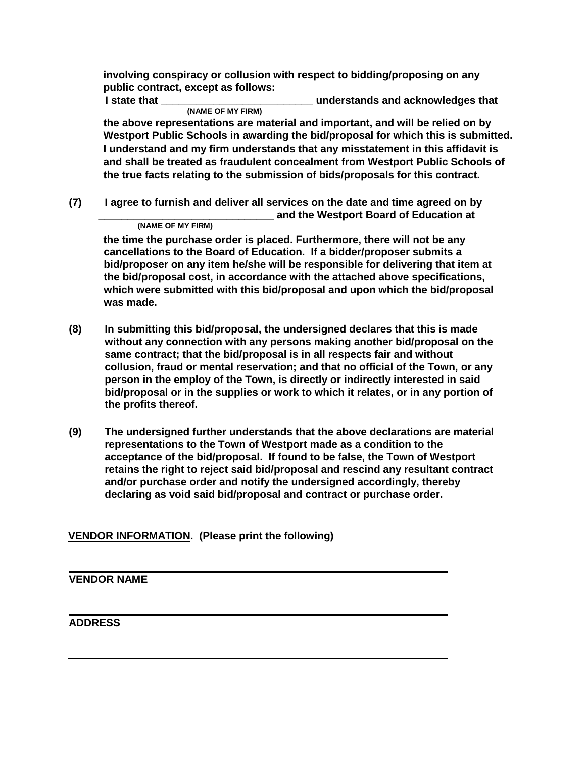**involving conspiracy or collusion with respect to bidding/proposing on any public contract, except as follows:**

**I state that \_\_\_\_\_\_\_\_\_\_\_\_\_\_\_\_\_\_\_\_\_\_\_\_\_\_ understands and acknowledges that**
**(NAME OF MY FIRM)**

**the above representations are material and important, and will be relied on by Westport Public Schools in awarding the bid/proposal for which this is submitted. I understand and my firm understands that any misstatement in this affidavit is and shall be treated as fraudulent concealment from Westport Public Schools of the true facts relating to the submission of bids/proposals for this contract.**

**(7) I agree to furnish and deliver all services on the date and time agreed on by \_\_\_\_\_\_\_\_\_\_\_\_\_\_\_\_\_\_\_\_\_\_\_\_\_\_\_\_\_\_ and the Westport Board of Education at**
**(NAME OF MY FIRM)**

**the time the purchase order is placed. Furthermore, there will not be any cancellations to the Board of Education. If a bidder/proposer submits a bid/proposer on any item he/she will be responsible for delivering that item at the bid/proposal cost, in accordance with the attached above specifications, which were submitted with this bid/proposal and upon which the bid/proposal was made.**

**(8) In submitting this bid/proposal, the undersigned declares that this is made without any connection with any persons making another bid/proposal on the same contract; that the bid/proposal is in all respects fair and without collusion, fraud or mental reservation; and that no official of the Town, or any person in the employ of the Town, is directly or indirectly interested in said bid/proposal or in the supplies or work to which it relates, or in any portion of the profits thereof.**

**(9) The undersigned further understands that the above declarations are material representations to the Town of Westport made as a condition to the acceptance of the bid/proposal. If found to be false, the Town of Westport retains the right to reject said bid/proposal and rescind any resultant contract and/or purchase order and notify the undersigned accordingly, thereby declaring as void said bid/proposal and contract or purchase order.**

**<u>VENDOR INFORMATION</u>. (Please print the following)**

\_\_\_\_\_\_\_\_\_\_\_\_\_\_\_\_\_\_\_\_\_\_\_\_\_\_\_\_\_\_\_\_\_\_\_\_\_\_\_\_\_\_\_\_\_\_\_\_\_\_\_\_

**VENDOR NAME**

\_\_\_\_\_\_\_\_\_\_\_\_\_\_\_\_\_\_\_\_\_\_\_\_\_\_\_\_\_\_\_\_\_\_\_\_\_\_\_\_\_\_\_\_\_\_\_\_\_\_\_\_

**ADDRESS**

\_\_\_\_\_\_\_\_\_\_\_\_\_\_\_\_\_\_\_\_\_\_\_\_\_\_\_\_\_\_\_\_\_\_\_\_\_\_\_\_\_\_\_\_\_\_\_\_\_\_\_\_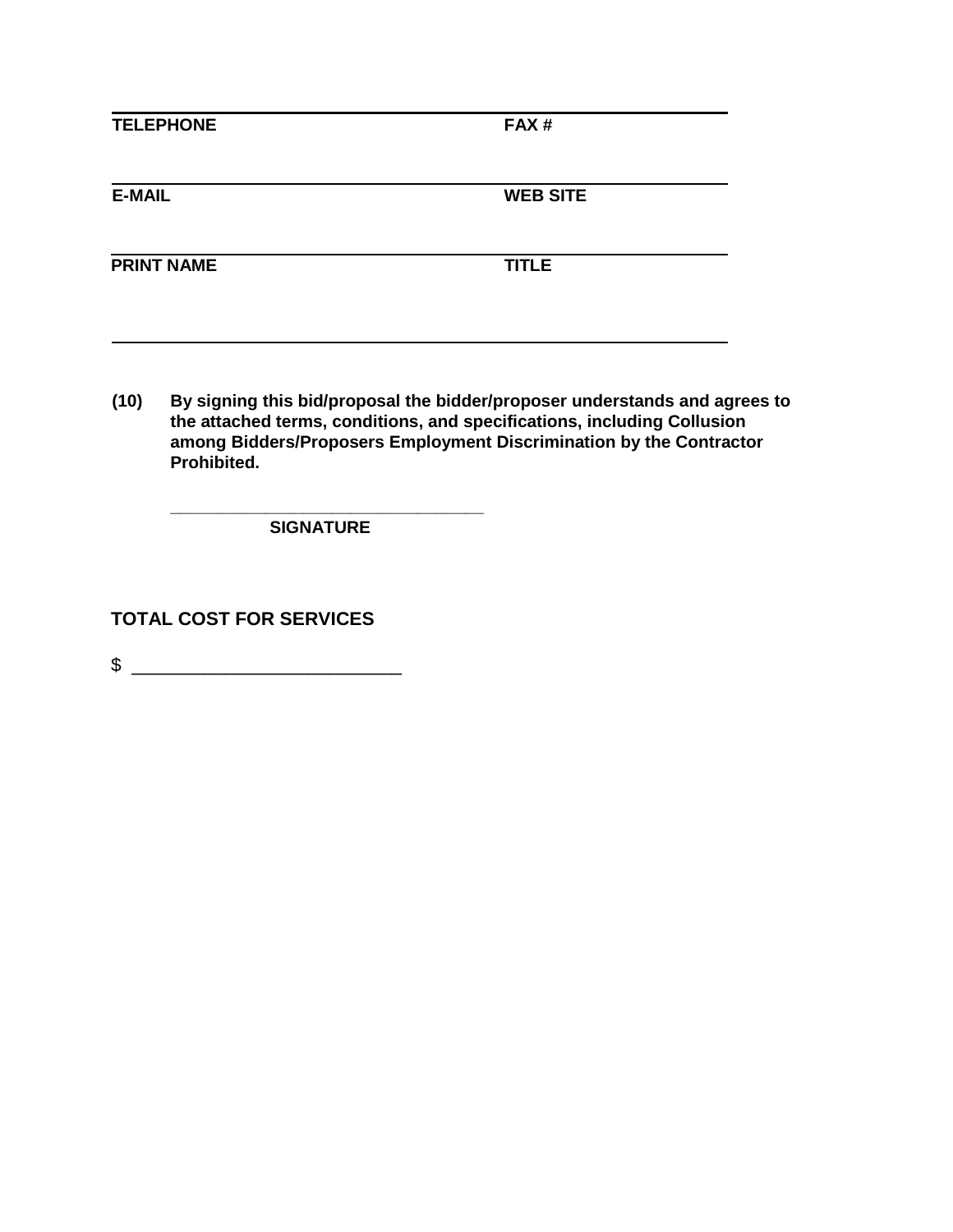| | |
|---|---|
| **TELEPHONE** | **FAX #** |
| **E-MAIL** | **WEB SITE** |
| **PRINT NAME** | **TITLE** |

**(10) By signing this bid/proposal the bidder/proposer understands and agrees to the attached terms, conditions, and specifications, including Collusion among Bidders/Proposers Employment Discrimination by the Contractor Prohibited.**

_________________________________
**SIGNATURE**

**TOTAL COST FOR SERVICES**

$ __________________________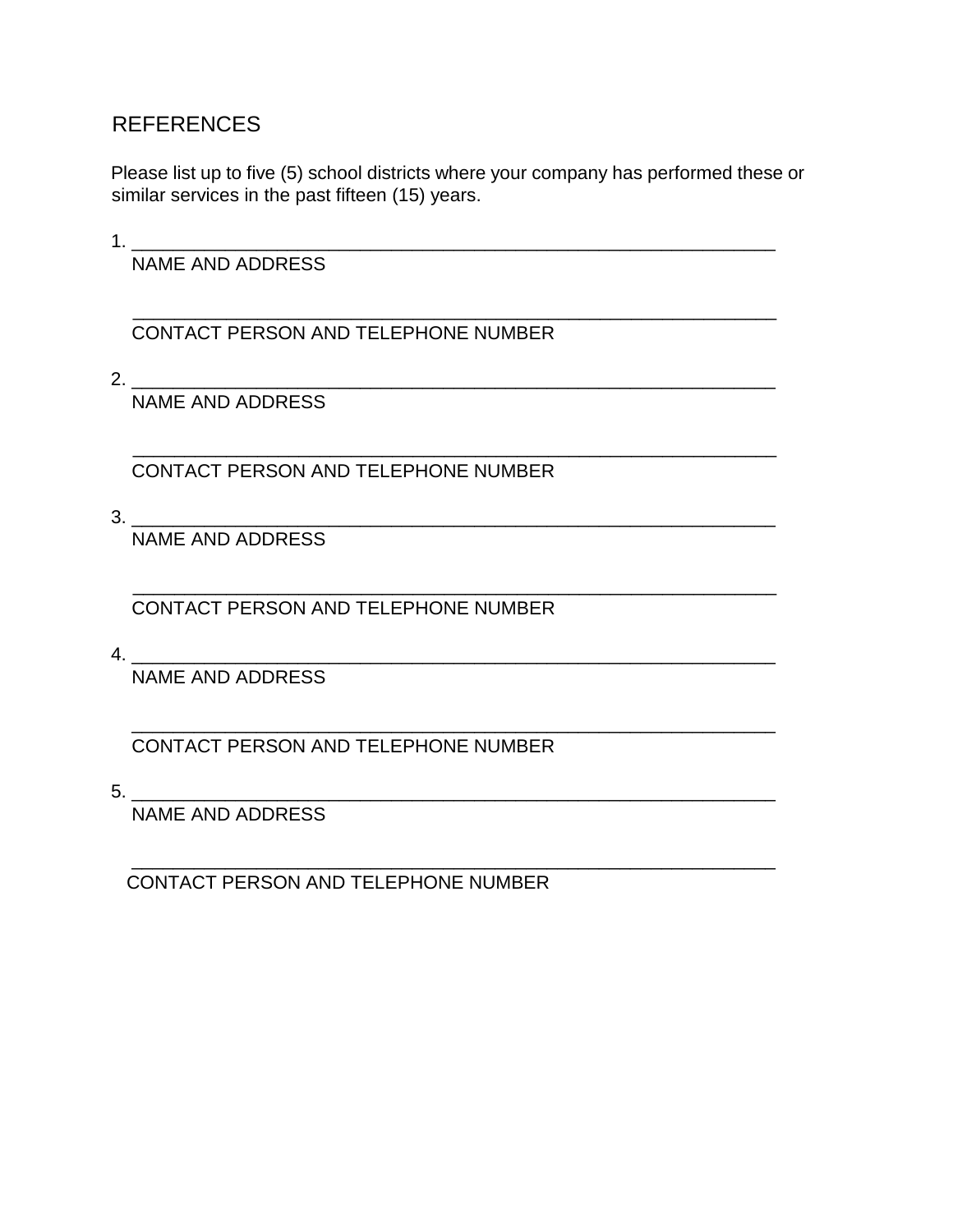## REFERENCES

Please list up to five (5) school districts where your company has performed these or similar services in the past fifteen (15) years.

1. ______________________________________________________________

   NAME AND ADDRESS

   ______________________________________________________________

   CONTACT PERSON AND TELEPHONE NUMBER

2. ______________________________________________________________

   NAME AND ADDRESS

   ______________________________________________________________

   CONTACT PERSON AND TELEPHONE NUMBER

3. ______________________________________________________________

   NAME AND ADDRESS

   ______________________________________________________________

   CONTACT PERSON AND TELEPHONE NUMBER

4. ______________________________________________________________

   NAME AND ADDRESS

   ______________________________________________________________

   CONTACT PERSON AND TELEPHONE NUMBER

5. ______________________________________________________________

   NAME AND ADDRESS

   ______________________________________________________________

   CONTACT PERSON AND TELEPHONE NUMBER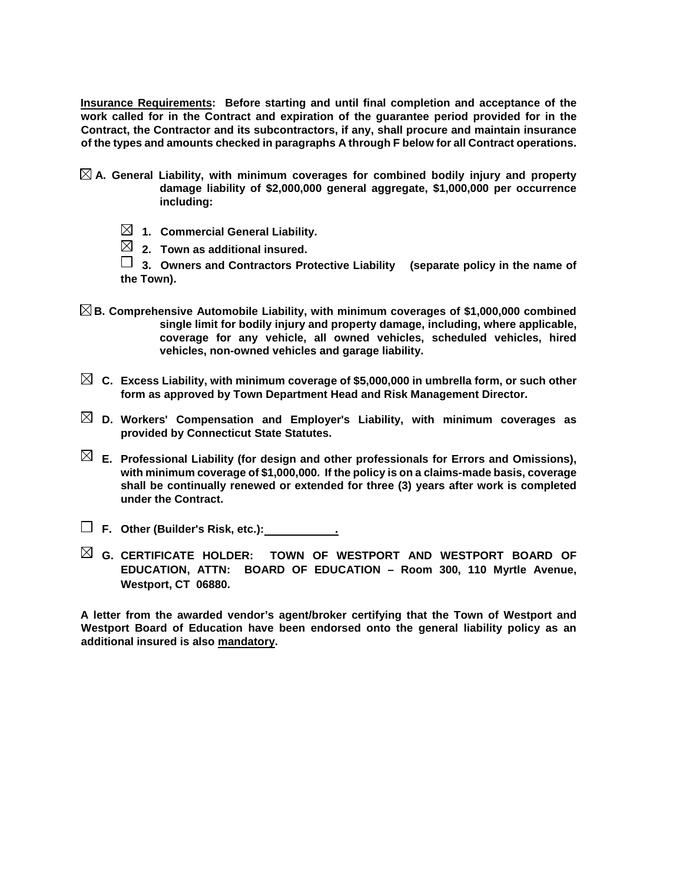**<u>Insurance Requirements</u>: Before starting and until final completion and acceptance of the work called for in the Contract and expiration of the guarantee period provided for in the Contract, the Contractor and its subcontractors, if any, shall procure and maintain insurance of the types and amounts checked in paragraphs A through F below for all Contract operations.**

☒ **A. General Liability, with minimum coverages for combined bodily injury and property damage liability of $2,000,000 general aggregate, $1,000,000 per occurrence including:**

- ☒ **1. Commercial General Liability.**
- ☒ **2. Town as additional insured.**
- ☐ **3. Owners and Contractors Protective Liability (separate policy in the name of the Town).**

☒ **B. Comprehensive Automobile Liability, with minimum coverages of $1,000,000 combined single limit for bodily injury and property damage, including, where applicable, coverage for any vehicle, all owned vehicles, scheduled vehicles, hired vehicles, non-owned vehicles and garage liability.**

☒ **C. Excess Liability, with minimum coverage of $5,000,000 in umbrella form, or such other form as approved by Town Department Head and Risk Management Director.**

☒ **D. Workers' Compensation and Employer's Liability, with minimum coverages as provided by Connecticut State Statutes.**

☒ **E. Professional Liability (for design and other professionals for Errors and Omissions), with minimum coverage of $1,000,000. If the policy is on a claims-made basis, coverage shall be continually renewed or extended for three (3) years after work is completed under the Contract.**

☐ **F. Other (Builder's Risk, etc.):\_\_\_\_\_\_\_\_\_\_\_\_.**

☒ **G. CERTIFICATE HOLDER: TOWN OF WESTPORT AND WESTPORT BOARD OF EDUCATION, ATTN: BOARD OF EDUCATION – Room 300, 110 Myrtle Avenue, Westport, CT 06880.**

**A letter from the awarded vendor's agent/broker certifying that the Town of Westport and Westport Board of Education have been endorsed onto the general liability policy as an additional insured is also <u>mandatory</u>.**